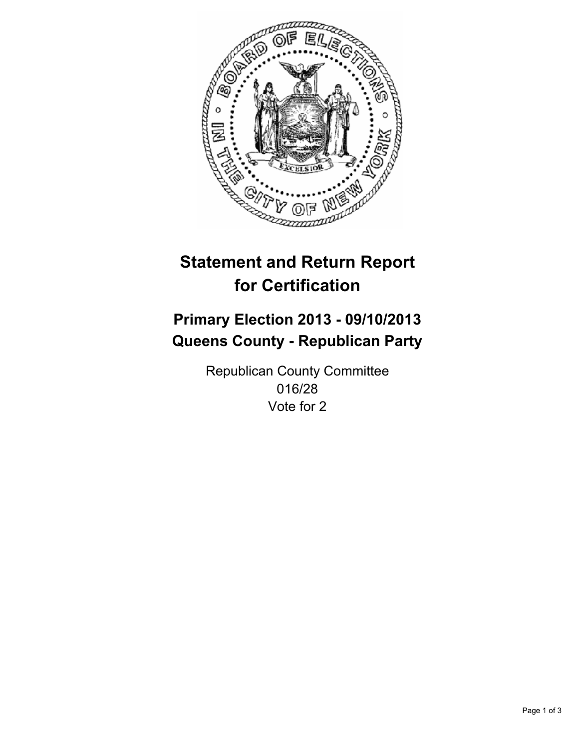# Statement and Return Report for Certification

## Primary Election 2013 - 09/10/2013
## Queens County - Republican Party

Republican County Committee
016/28
Vote for 2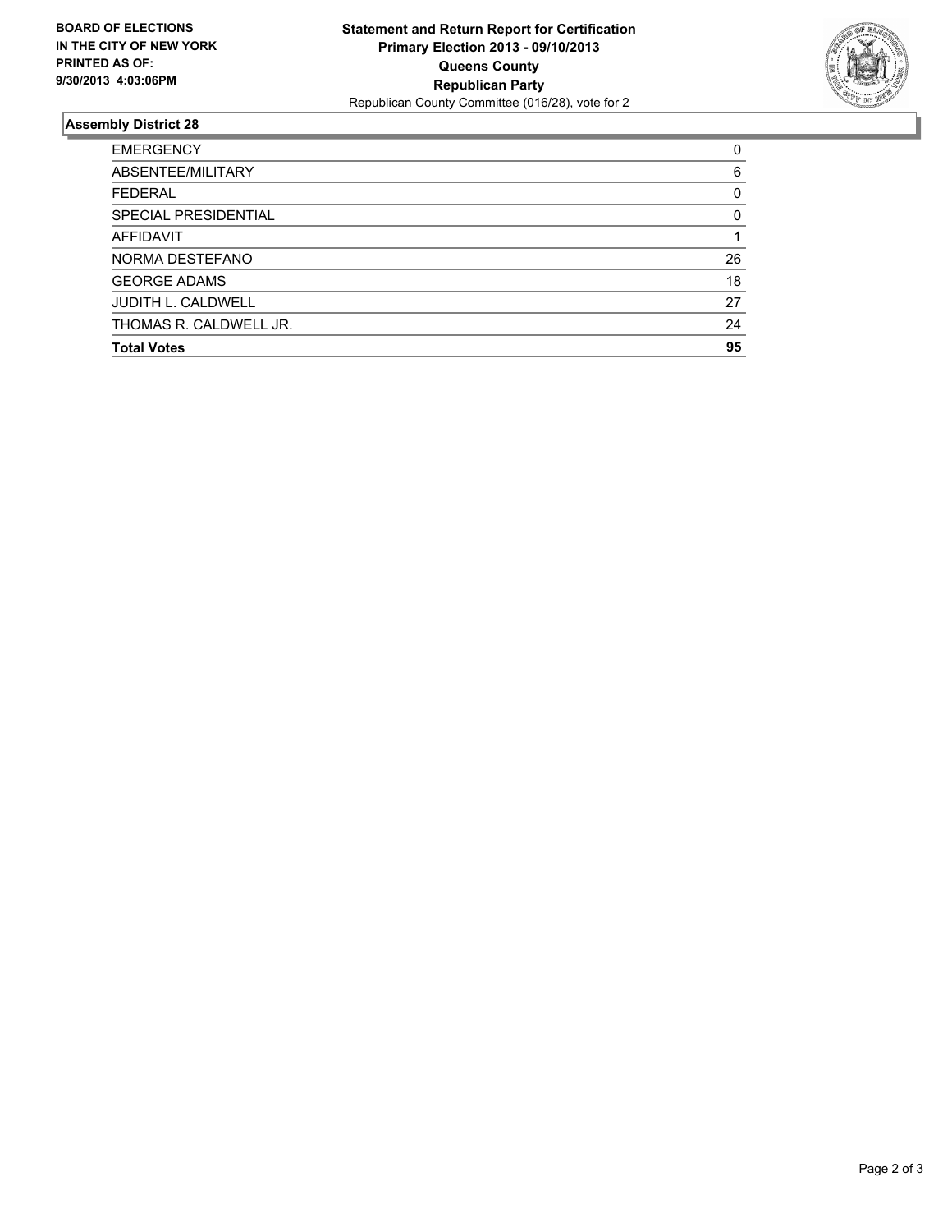**BOARD OF ELECTIONS IN THE CITY OF NEW YORK PRINTED AS OF: 9/30/2013 4:03:06PM**

**Statement and Return Report for Certification**
**Primary Election 2013 - 09/10/2013**
**Queens County**
**Republican Party**
Republican County Committee (016/28), vote for 2

## Assembly District 28

| | |
|---|---|
| EMERGENCY | 0 |
| ABSENTEE/MILITARY | 6 |
| FEDERAL | 0 |
| SPECIAL PRESIDENTIAL | 0 |
| AFFIDAVIT | 1 |
| NORMA DESTEFANO | 26 |
| GEORGE ADAMS | 18 |
| JUDITH L. CALDWELL | 27 |
| THOMAS R. CALDWELL JR. | 24 |
| **Total Votes** | **95** |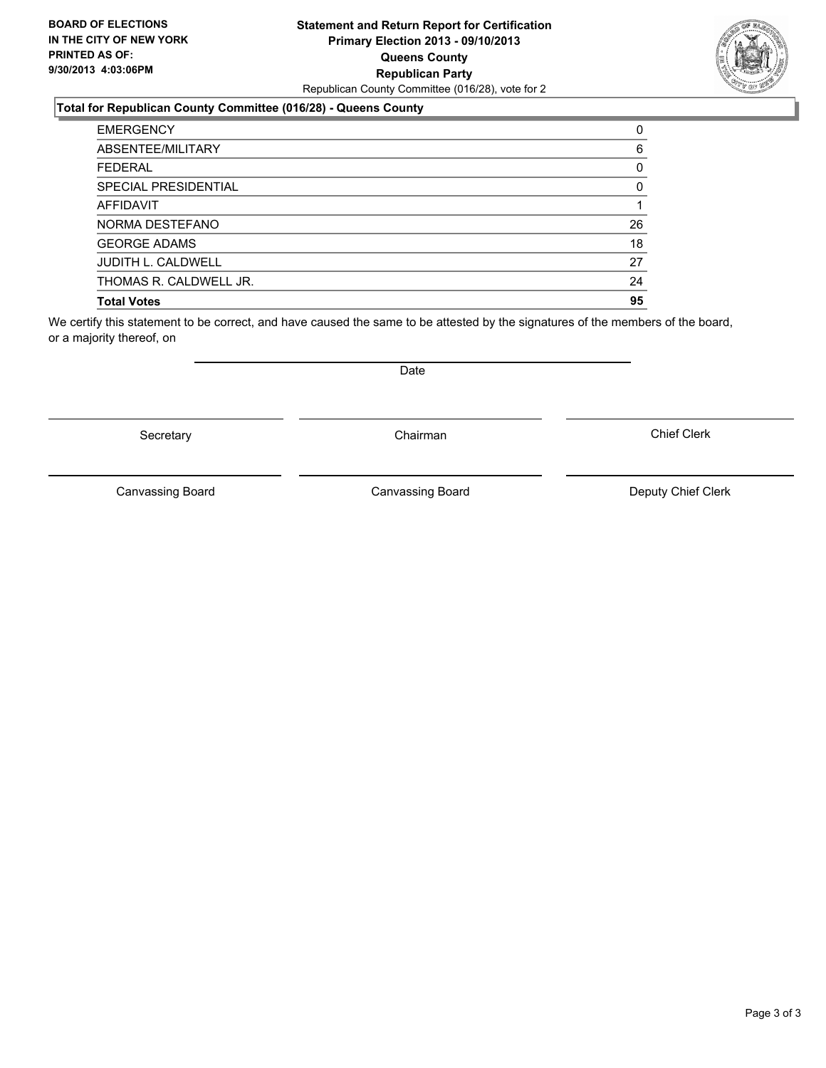**BOARD OF ELECTIONS IN THE CITY OF NEW YORK PRINTED AS OF: 9/30/2013 4:03:06PM**

**Statement and Return Report for Certification Primary Election 2013 - 09/10/2013 Queens County Republican Party**

Republican County Committee (016/28), vote for 2

**Total for Republican County Committee (016/28) - Queens County**

| | |
|---|---|
| EMERGENCY | 0 |
| ABSENTEE/MILITARY | 6 |
| FEDERAL | 0 |
| SPECIAL PRESIDENTIAL | 0 |
| AFFIDAVIT | 1 |
| NORMA DESTEFANO | 26 |
| GEORGE ADAMS | 18 |
| JUDITH L. CALDWELL | 27 |
| THOMAS R. CALDWELL JR. | 24 |
| **Total Votes** | **95** |

We certify this statement to be correct, and have caused the same to be attested by the signatures of the members of the board, or a majority thereof, on

Date

Secretary | Chairman | Chief Clerk

Canvassing Board | Canvassing Board | Deputy Chief Clerk